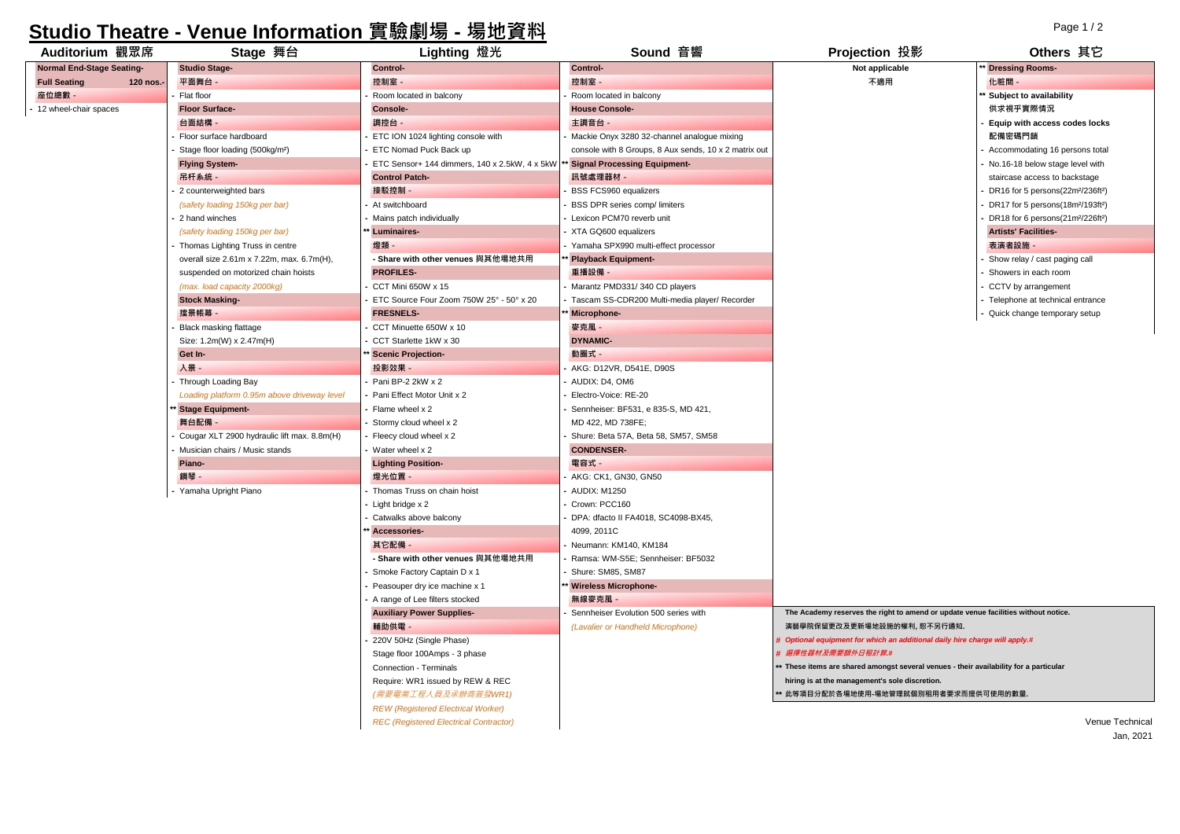# Studio Theatre - Venue Information 實驗劇場 - 場地資料

## Auditorium 觀眾席

**Normal End-Stage Seating-**

**Full Seating** **120 nos.-**

座位總數 -

- 12 wheel-chair spaces

## Stage 舞台

**Studio Stage-**

平面舞台 -

- Flat floor

**Floor Surface-**

台面結構 -

- Floor surface hardboard
- Stage floor loading (500kg/m²)

**Flying System-**

吊杆系統 -

- 2 counterweighted bars

*(safety loading 150kg per bar)*

- 2 hand winches

*(safety loading 150kg per bar)*

- Thomas Lighting Truss in centre overall size 2.61m x 7.22m, max. 6.7m(H), suspended on motorized chain hoists

*(max. load capacity 2000kg)*

**Stock Masking-**

擋景帳幕 -

- Black masking flattage

Size: 1.2m(W) x 2.47m(H)

**Get In-**

入景 -

- Through Loading Bay

*Loading platform 0.95m above driveway level*

** **Stage Equipment-**

舞台配備 -

- Cougar XLT 2900 hydraulic lift max. 8.8m(H)
- Musician chairs / Music stands

**Piano-**

鋼琴 -

- Yamaha Upright Piano

## Lighting 燈光

**Control-**

控制室 -

- Room located in balcony

**Console-**

調控台 -

- ETC ION 1024 lighting console with
- ETC Nomad Puck Back up
- ETC Sensor+ 144 dimmers, 140 x 2.5kW, 4 x 5kW

**Control Patch-**

接駁控制 -

- At switchboard
- Mains patch individually

** **Luminaires-**

燈類 -

**- Share with other venues 與其他場地共用**

**PROFILES-**

- CCT Mini 650W x 15
- ETC Source Four Zoom 750W 25° - 50° x 20

**FRESNELS-**

- CCT Minuette 650W x 10
- CCT Starlette 1kW x 30

** **Scenic Projection-**

投影效果 -

- Pani BP-2 2kW x 2
- Pani Effect Motor Unit x 2
- Flame wheel x 2
- Stormy cloud wheel x 2
- Fleecy cloud wheel x 2
- Water wheel x 2

**Lighting Position-**

燈光位置 -

- Thomas Truss on chain hoist
- Light bridge x 2
- Catwalks above balcony

** **Accessories-**

其它配備 -

**- Share with other venues 與其他場地共用**

- Smoke Factory Captain D x 1
- Peasouper dry ice machine x 1
- A range of Lee filters stocked

**Auxiliary Power Supplies-**

輔助供電 -

- 220V 50Hz (Single Phase)

Stage floor 100Amps - 3 phase

Connection - Terminals

Require: WR1 issued by REW & REC

*(需要電業工程人員及承辦商簽發WR1)*

*REW (Registered Electrical Worker)*

*REC (Registered Electrical Contractor)*

## Sound 音響

**Control-**

控制室 -

- Room located in balcony

**House Console-**

主調音台 -

- Mackie Onyx 3280 32-channel analogue mixing console with 8 Groups, 8 Aux sends, 10 x 2 matrix out

** **Signal Processing Equipment-**

訊號處理器材 -

- BSS FCS960 equalizers
- BSS DPR series comp/ limiters
- Lexicon PCM70 reverb unit
- XTA GQ600 equalizers
- Yamaha SPX990 multi-effect processor

** **Playback Equipment-**

重播設備 -

- Marantz PMD331/ 340 CD players
- Tascam SS-CDR200 Multi-media player/ Recorder

** **Microphone-**

麥克風 -

**DYNAMIC-**

動圈式 -

- AKG: D12VR, D541E, D90S
- AUDIX: D4, OM6
- Electro-Voice: RE-20
- Sennheiser: BF531, e 835-S, MD 421, MD 422, MD 738FE;
- Shure: Beta 57A, Beta 58, SM57, SM58

**CONDENSER-**

電容式 -

- AKG: CK1, GN30, GN50
- AUDIX: M1250
- Crown: PCC160
- DPA: dfacto II FA4018, SC4098-BX45, 4099, 2011C
- Neumann: KM140, KM184
- Ramsa: WM-S5E; Sennheiser: BF5032
- Shure: SM85, SM87

** **Wireless Microphone-**

無線麥克風 -

- Sennheiser Evolution 500 series with

*(Lavalier or Handheld Microphone)*

## Projection 投影

Not applicable

不適用

## Others 其它

** **Dressing Rooms-**

化妝間 -

** **Subject to availability**

供求視乎實際情況

- **Equip with access codes locks**

配備密碼門鎖

- Accommodating 16 persons total
- No.16-18 below stage level with staircase access to backstage
- DR16 for 5 persons(22m²/236ft²)
- DR17 for 5 persons(18m²/193ft²)
- DR18 for 6 persons(21m²/226ft²)

**Artists' Facilities-**

表演者設施 -

- Show relay / cast paging call
- Showers in each room
- CCTV by arrangement
- Telephone at technical entrance
- Quick change temporary setup

---

**The Academy reserves the right to amend or update venue facilities without notice.**

**演藝學院保留更改及更新場地設施的權利, 恕不另行通知.**

**# *Optional equipment for which an additional daily hire charge will apply.#***

**# *選擇性器材及需要額外日租計算.#***

**\*\* These items are shared amongst several venues - their availability for a particular hiring is at the management's sole discretion.**

**\*\* 此等項目分配於各場地使用-場地管理就個別租用者要求而提供可使用的數量.**

Venue Technical

Jan, 2021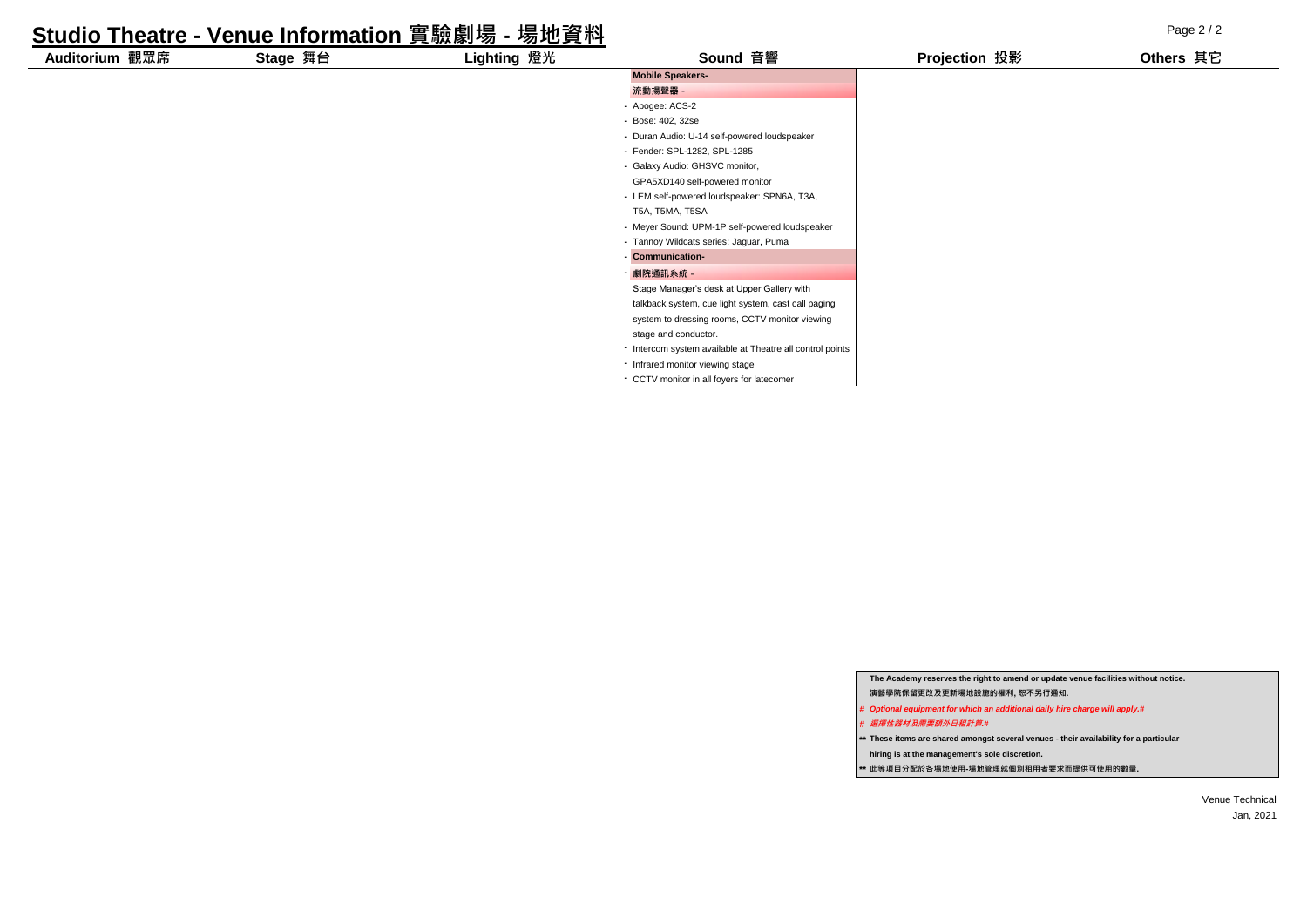## Studio Theatre - Venue Information 實驗劇場 - 場地資料

| Auditorium 觀眾席 | Stage 舞台 | Lighting 燈光 | Sound 音響 | Projection 投影 | Others 其它 |
|---|---|---|---|---|---|
| | | | **Mobile Speakers-**<br>**流動揚聲器 -**<br>- Apogee: ACS-2<br>- Bose: 402, 32se<br>- Duran Audio: U-14 self-powered loudspeaker<br>- Fender: SPL-1282, SPL-1285<br>- Galaxy Audio: GHSVC monitor, GPA5XD140 self-powered monitor<br>- LEM self-powered loudspeaker: SPN6A, T3A, T5A, T5MA, T5SA<br>- Meyer Sound: UPM-1P self-powered loudspeaker<br>- Tannoy Wildcats series: Jaguar, Puma<br>- **Communication-**<br>- **劇院通訊系統 -**<br>Stage Manager's desk at Upper Gallery with talkback system, cue light system, cast call paging system to dressing rooms, CCTV monitor viewing stage and conductor.<br>- Intercom system available at Theatre all control points<br>- Infrared monitor viewing stage<br>- CCTV monitor in all foyers for latecomer | | |

**The Academy reserves the right to amend or update venue facilities without notice.**
**演藝學院保留更改及更新場地設施的權利, 恕不另行通知.**
**# *Optional equipment for which an additional daily hire charge will apply.#***
**# *選擇性器材及需要額外日租計算.#***
**\*\* These items are shared amongst several venues - their availability for a particular hiring is at the management's sole discretion.**
**\*\* 此等項目分配於各場地使用-場地管理就個別租用者要求而提供可使用的數量.**

Venue Technical
Jan, 2021